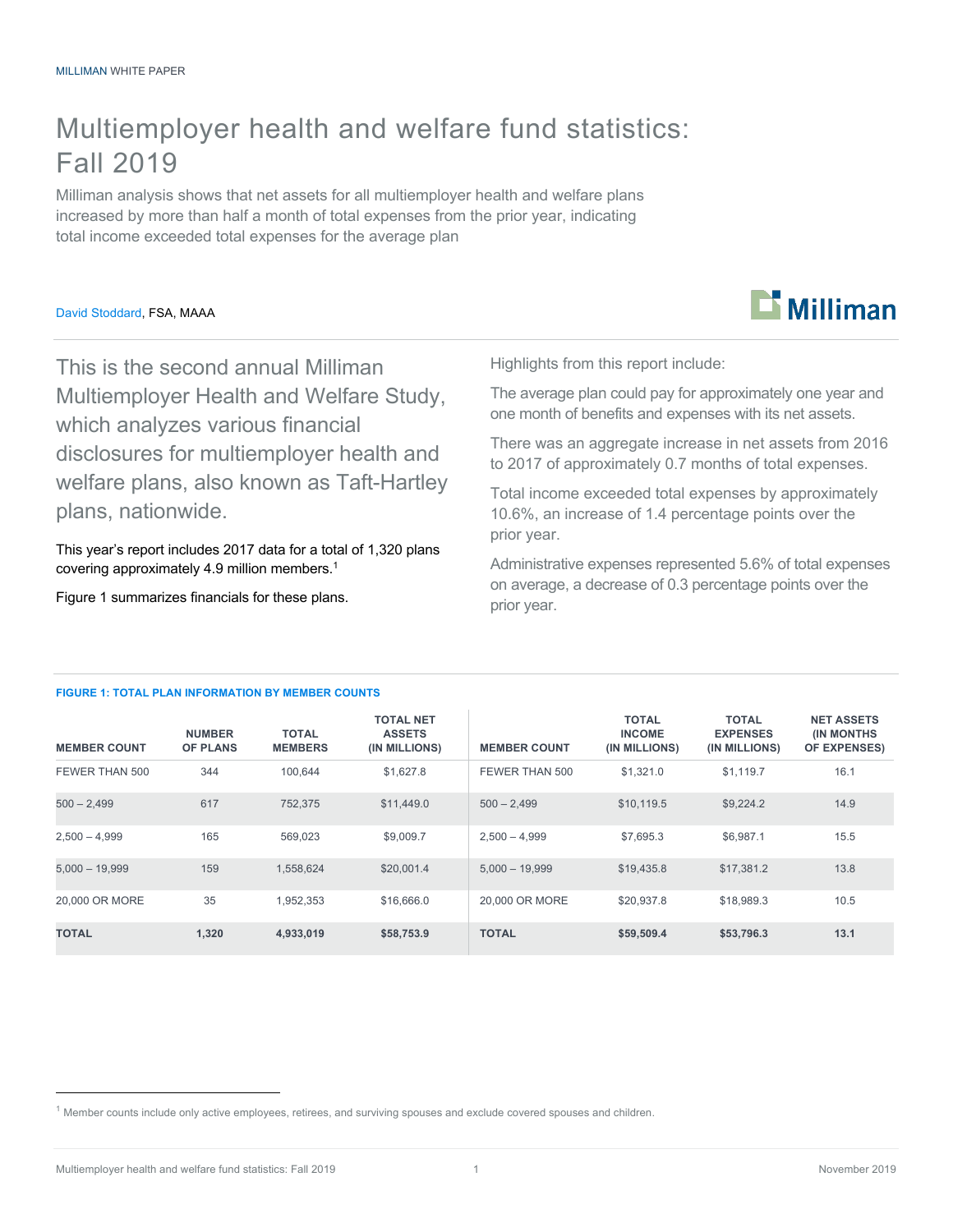MILLIMAN WHITE PAPER

# Multiemployer health and welfare fund statistics: Fall 2019

Milliman analysis shows that net assets for all multiemployer health and welfare plans increased by more than half a month of total expenses from the prior year, indicating total income exceeded total expenses for the average plan

David Stoddard, FSA, MAAA

This is the second annual Milliman Multiemployer Health and Welfare Study, which analyzes various financial disclosures for multiemployer health and welfare plans, also known as Taft-Hartley plans, nationwide.

This year's report includes 2017 data for a total of 1,320 plans covering approximately 4.9 million members.[1]

Figure 1 summarizes financials for these plans.

Highlights from this report include:

The average plan could pay for approximately one year and one month of benefits and expenses with its net assets.

There was an aggregate increase in net assets from 2016 to 2017 of approximately 0.7 months of total expenses.

Total income exceeded total expenses by approximately 10.6%, an increase of 1.4 percentage points over the prior year.

Administrative expenses represented 5.6% of total expenses on average, a decrease of 0.3 percentage points over the prior year.

**FIGURE 1: TOTAL PLAN INFORMATION BY MEMBER COUNTS**

| MEMBER COUNT | NUMBER OF PLANS | TOTAL MEMBERS | TOTAL NET ASSETS (IN MILLIONS) | TOTAL INCOME (IN MILLIONS) | TOTAL EXPENSES (IN MILLIONS) | NET ASSETS (IN MONTHS OF EXPENSES) |
|---|---|---|---|---|---|---|
| FEWER THAN 500 | 344 | 100,644 | $1,627.8 | $1,321.0 | $1,119.7 | 16.1 |
| 500 – 2,499 | 617 | 752,375 | $11,449.0 | $10,119.5 | $9,224.2 | 14.9 |
| 2,500 – 4,999 | 165 | 569,023 | $9,009.7 | $7,695.3 | $6,987.1 | 15.5 |
| 5,000 – 19,999 | 159 | 1,558,624 | $20,001.4 | $19,435.8 | $17,381.2 | 13.8 |
| 20,000 OR MORE | 35 | 1,952,353 | $16,666.0 | $20,937.8 | $18,989.3 | 10.5 |
| **TOTAL** | **1,320** | **4,933,019** | **$58,753.9** | **$59,509.4** | **$53,796.3** | **13.1** |

[1] Member counts include only active employees, retirees, and surviving spouses and exclude covered spouses and children.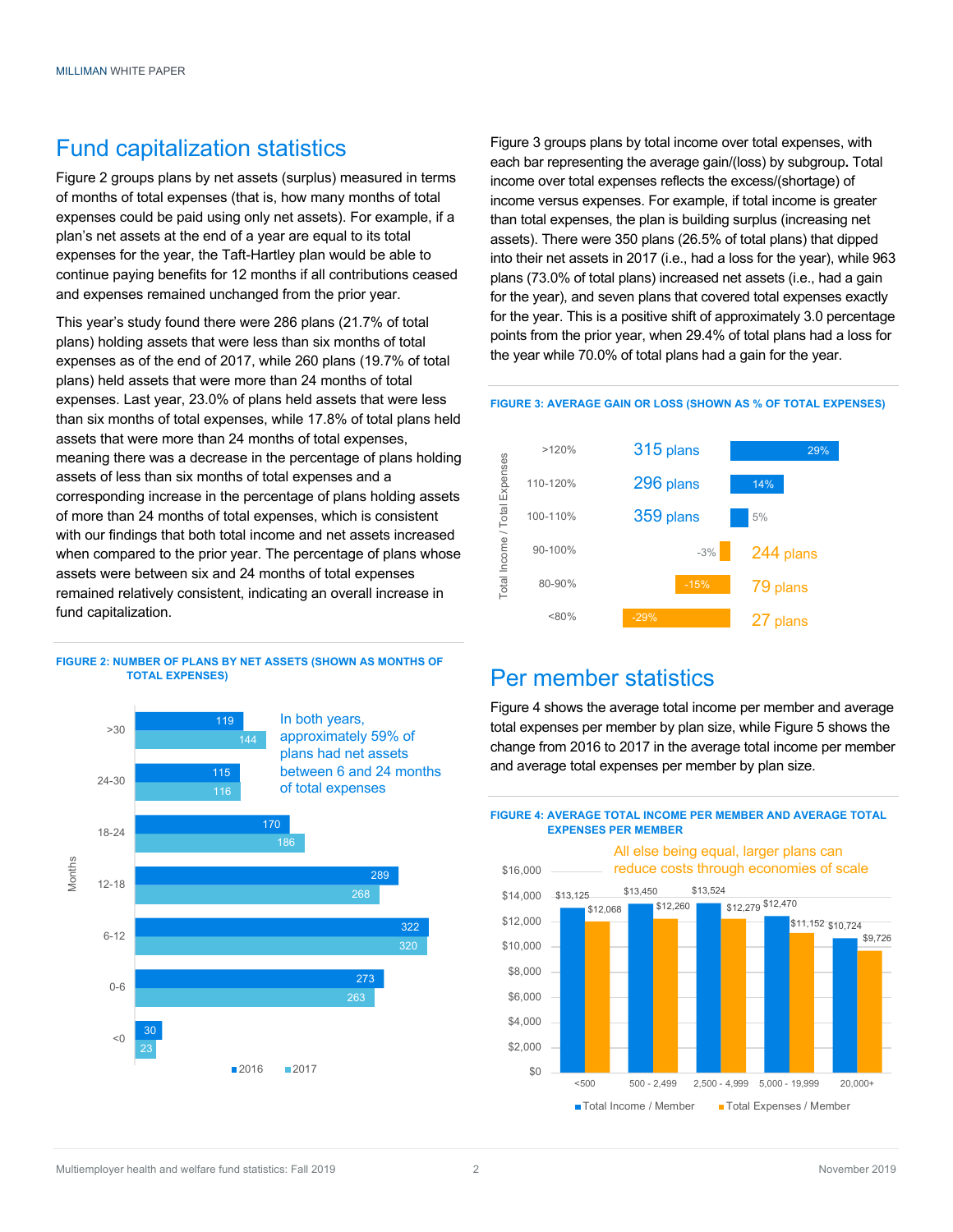## Fund capitalization statistics

Figure 2 groups plans by net assets (surplus) measured in terms of months of total expenses (that is, how many months of total expenses could be paid using only net assets). For example, if a plan's net assets at the end of a year are equal to its total expenses for the year, the Taft-Hartley plan would be able to continue paying benefits for 12 months if all contributions ceased and expenses remained unchanged from the prior year.

This year's study found there were 286 plans (21.7% of total plans) holding assets that were less than six months of total expenses as of the end of 2017, while 260 plans (19.7% of total plans) held assets that were more than 24 months of total expenses. Last year, 23.0% of plans held assets that were less than six months of total expenses, while 17.8% of total plans held assets that were more than 24 months of total expenses, meaning there was a decrease in the percentage of plans holding assets of less than six months of total expenses and a corresponding increase in the percentage of plans holding assets of more than 24 months of total expenses, which is consistent with our findings that both total income and net assets increased when compared to the prior year. The percentage of plans whose assets were between six and 24 months of total expenses remained relatively consistent, indicating an overall increase in fund capitalization.

**FIGURE 2: NUMBER OF PLANS BY NET ASSETS (SHOWN AS MONTHS OF TOTAL EXPENSES)**

| Months | 2016 | 2017 |
|---|---|---|
| >30 | 119 | 144 |
| 24-30 | 115 | 116 |
| 18-24 | 170 | 186 |
| 12-18 | 289 | 268 |
| 6-12 | 322 | 320 |
| 0-6 | 273 | 263 |
| <0 | 30 | 23 |

In both years, approximately 59% of plans had net assets between 6 and 24 months of total expenses

Figure 3 groups plans by total income over total expenses, with each bar representing the average gain/(loss) by subgroup. Total income over total expenses reflects the excess/(shortage) of income versus expenses. For example, if total income is greater than total expenses, the plan is building surplus (increasing net assets). There were 350 plans (26.5% of total plans) that dipped into their net assets in 2017 (i.e., had a loss for the year), while 963 plans (73.0% of total plans) increased net assets (i.e., had a gain for the year), and seven plans that covered total expenses exactly for the year. This is a positive shift of approximately 3.0 percentage points from the prior year, when 29.4% of total plans had a loss for the year while 70.0% of total plans had a gain for the year.

**FIGURE 3: AVERAGE GAIN OR LOSS (SHOWN AS % OF TOTAL EXPENSES)**

| Total Income / Total Expenses | Number of plans | Average gain/(loss) |
|---|---|---|
| >120% | 315 plans | 29% |
| 110-120% | 296 plans | 14% |
| 100-110% | 359 plans | 5% |
| 90-100% | 244 plans | -3% |
| 80-90% | 79 plans | -15% |
| <80% | 27 plans | -29% |

## Per member statistics

Figure 4 shows the average total income per member and average total expenses per member by plan size, while Figure 5 shows the change from 2016 to 2017 in the average total income per member and average total expenses per member by plan size.

**FIGURE 4: AVERAGE TOTAL INCOME PER MEMBER AND AVERAGE TOTAL EXPENSES PER MEMBER**

| Plan size | Total Income / Member | Total Expenses / Member |
|---|---|---|
| <500 | $13,125 | $12,068 |
| 500 - 2,499 | $13,450 | $12,260 |
| 2,500 - 4,999 | $13,524 | $12,279 |
| 5,000 - 19,999 | $12,470 | $11,152 |
| 20,000+ | $10,724 | $9,726 |

All else being equal, larger plans can reduce costs through economies of scale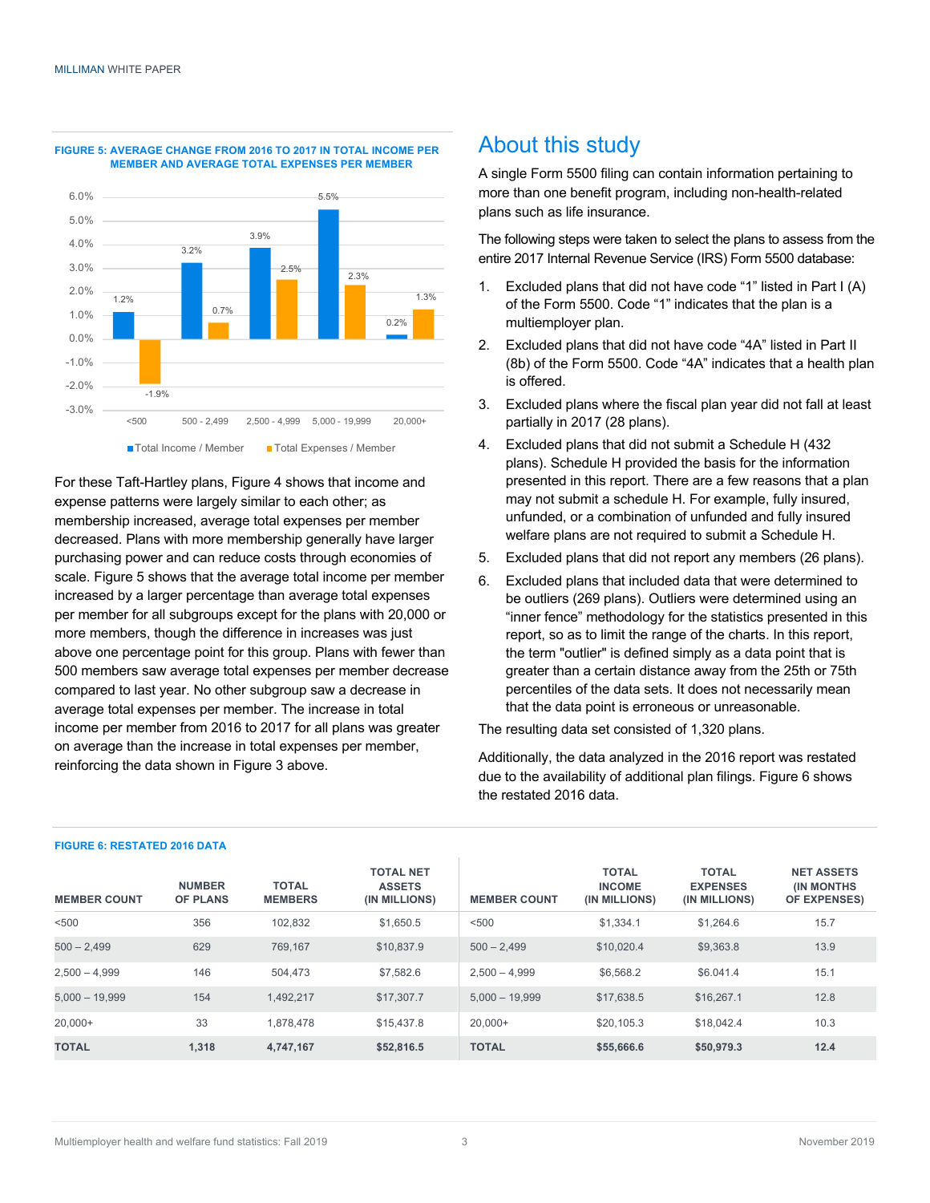**FIGURE 5: AVERAGE CHANGE FROM 2016 TO 2017 IN TOTAL INCOME PER MEMBER AND AVERAGE TOTAL EXPENSES PER MEMBER**

| Member count | Total Income / Member | Total Expenses / Member |
|---|---|---|
| <500 | 1.2% | -1.9% |
| 500 - 2,499 | 3.2% | 0.7% |
| 2,500 - 4,999 | 3.9% | 2.5% |
| 5,000 - 19,999 | 5.5% | 2.3% |
| 20,000+ | 0.2% | 1.3% |

For these Taft-Hartley plans, Figure 4 shows that income and expense patterns were largely similar to each other; as membership increased, average total expenses per member decreased. Plans with more membership generally have larger purchasing power and can reduce costs through economies of scale. Figure 5 shows that the average total income per member increased by a larger percentage than average total expenses per member for all subgroups except for the plans with 20,000 or more members, though the difference in increases was just above one percentage point for this group. Plans with fewer than 500 members saw average total expenses per member decrease compared to last year. No other subgroup saw a decrease in average total expenses per member. The increase in total income per member from 2016 to 2017 for all plans was greater on average than the increase in total expenses per member, reinforcing the data shown in Figure 3 above.

## About this study

A single Form 5500 filing can contain information pertaining to more than one benefit program, including non-health-related plans such as life insurance.

The following steps were taken to select the plans to assess from the entire 2017 Internal Revenue Service (IRS) Form 5500 database:

1. Excluded plans that did not have code "1" listed in Part I (A) of the Form 5500. Code "1" indicates that the plan is a multiemployer plan.
2. Excluded plans that did not have code "4A" listed in Part II (8b) of the Form 5500. Code "4A" indicates that a health plan is offered.
3. Excluded plans where the fiscal plan year did not fall at least partially in 2017 (28 plans).
4. Excluded plans that did not submit a Schedule H (432 plans). Schedule H provided the basis for the information presented in this report. There are a few reasons that a plan may not submit a schedule H. For example, fully insured, unfunded, or a combination of unfunded and fully insured welfare plans are not required to submit a Schedule H.
5. Excluded plans that did not report any members (26 plans).
6. Excluded plans that included data that were determined to be outliers (269 plans). Outliers were determined using an "inner fence" methodology for the statistics presented in this report, so as to limit the range of the charts. In this report, the term "outlier" is defined simply as a data point that is greater than a certain distance away from the 25th or 75th percentiles of the data sets. It does not necessarily mean that the data point is erroneous or unreasonable.

The resulting data set consisted of 1,320 plans.

Additionally, the data analyzed in the 2016 report was restated due to the availability of additional plan filings. Figure 6 shows the restated 2016 data.

**FIGURE 6: RESTATED 2016 DATA**

| MEMBER COUNT | NUMBER OF PLANS | TOTAL MEMBERS | TOTAL NET ASSETS (IN MILLIONS) | MEMBER COUNT | TOTAL INCOME (IN MILLIONS) | TOTAL EXPENSES (IN MILLIONS) | NET ASSETS (IN MONTHS OF EXPENSES) |
|---|---|---|---|---|---|---|---|
| <500 | 356 | 102,832 | $1,650.5 | <500 | $1,334.1 | $1,264.6 | 15.7 |
| 500 – 2,499 | 629 | 769,167 | $10,837.9 | 500 – 2,499 | $10,020.4 | $9,363.8 | 13.9 |
| 2,500 – 4,999 | 146 | 504,473 | $7,582.6 | 2,500 – 4,999 | $6,568.2 | $6.041.4 | 15.1 |
| 5,000 – 19,999 | 154 | 1,492,217 | $17,307.7 | 5,000 – 19,999 | $17,638.5 | $16,267.1 | 12.8 |
| 20,000+ | 33 | 1,878,478 | $15,437.8 | 20,000+ | $20,105.3 | $18,042.4 | 10.3 |
| **TOTAL** | **1,318** | **4,747,167** | **$52,816.5** | **TOTAL** | **$55,666.6** | **$50,979.3** | **12.4** |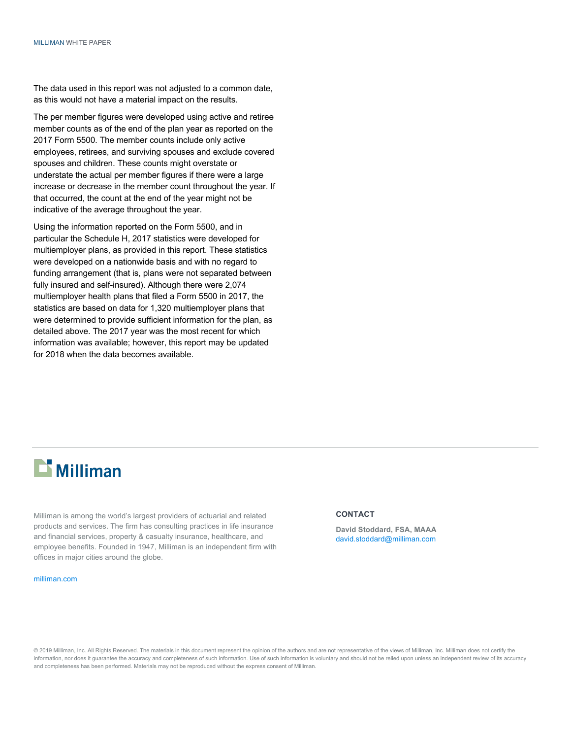The data used in this report was not adjusted to a common date, as this would not have a material impact on the results.

The per member figures were developed using active and retiree member counts as of the end of the plan year as reported on the 2017 Form 5500. The member counts include only active employees, retirees, and surviving spouses and exclude covered spouses and children. These counts might overstate or understate the actual per member figures if there were a large increase or decrease in the member count throughout the year. If that occurred, the count at the end of the year might not be indicative of the average throughout the year.

Using the information reported on the Form 5500, and in particular the Schedule H, 2017 statistics were developed for multiemployer plans, as provided in this report. These statistics were developed on a nationwide basis and with no regard to funding arrangement (that is, plans were not separated between fully insured and self-insured). Although there were 2,074 multiemployer health plans that filed a Form 5500 in 2017, the statistics are based on data for 1,320 multiemployer plans that were determined to provide sufficient information for the plan, as detailed above. The 2017 year was the most recent for which information was available; however, this report may be updated for 2018 when the data becomes available.

Milliman

Milliman is among the world's largest providers of actuarial and related products and services. The firm has consulting practices in life insurance and financial services, property & casualty insurance, healthcare, and employee benefits. Founded in 1947, Milliman is an independent firm with offices in major cities around the globe.

milliman.com

**CONTACT**

**David Stoddard, FSA, MAAA**
david.stoddard@milliman.com

© 2019 Milliman, Inc. All Rights Reserved. The materials in this document represent the opinion of the authors and are not representative of the views of Milliman, Inc. Milliman does not certify the information, nor does it guarantee the accuracy and completeness of such information. Use of such information is voluntary and should not be relied upon unless an independent review of its accuracy and completeness has been performed. Materials may not be reproduced without the express consent of Milliman.